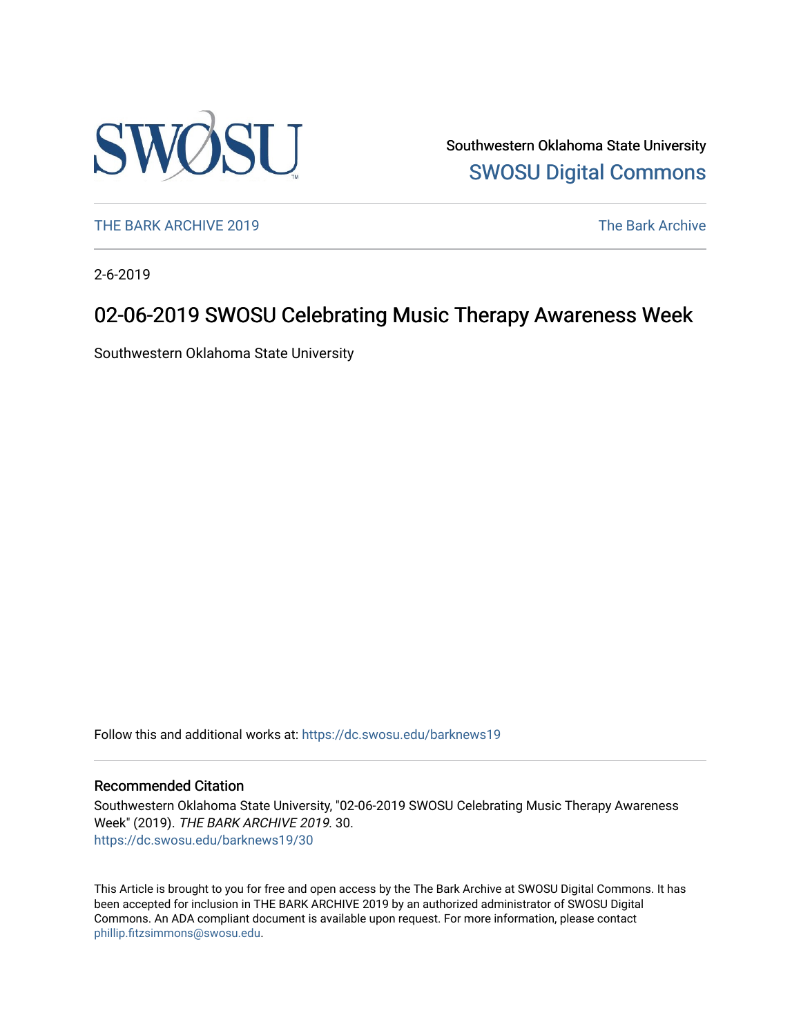Southwestern Oklahoma State University
SWOSU Digital Commons

THE BARK ARCHIVE 2019 | The Bark Archive

2-6-2019

# 02-06-2019 SWOSU Celebrating Music Therapy Awareness Week

Southwestern Oklahoma State University

Follow this and additional works at: https://dc.swosu.edu/barknews19

## Recommended Citation

Southwestern Oklahoma State University, "02-06-2019 SWOSU Celebrating Music Therapy Awareness Week" (2019). *THE BARK ARCHIVE 2019*. 30.
https://dc.swosu.edu/barknews19/30

This Article is brought to you for free and open access by the The Bark Archive at SWOSU Digital Commons. It has been accepted for inclusion in THE BARK ARCHIVE 2019 by an authorized administrator of SWOSU Digital Commons. An ADA compliant document is available upon request. For more information, please contact phillip.fitzsimmons@swosu.edu.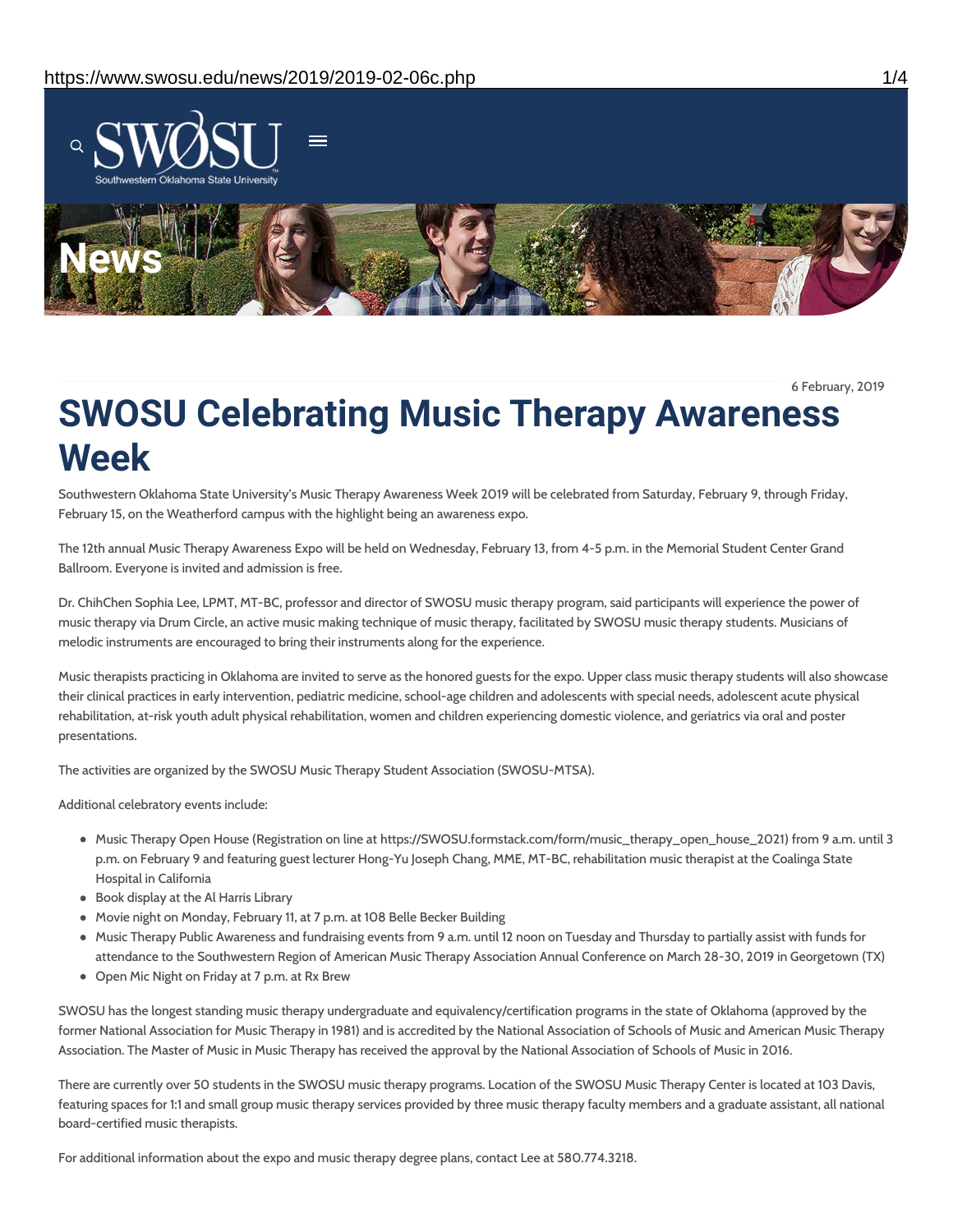6 February, 2019

# SWOSU Celebrating Music Therapy Awareness Week

Southwestern Oklahoma State University's Music Therapy Awareness Week 2019 will be celebrated from Saturday, February 9, through Friday, February 15, on the Weatherford campus with the highlight being an awareness expo.

The 12th annual Music Therapy Awareness Expo will be held on Wednesday, February 13, from 4-5 p.m. in the Memorial Student Center Grand Ballroom. Everyone is invited and admission is free.

Dr. ChihChen Sophia Lee, LPMT, MT-BC, professor and director of SWOSU music therapy program, said participants will experience the power of music therapy via Drum Circle, an active music making technique of music therapy, facilitated by SWOSU music therapy students. Musicians of melodic instruments are encouraged to bring their instruments along for the experience.

Music therapists practicing in Oklahoma are invited to serve as the honored guests for the expo. Upper class music therapy students will also showcase their clinical practices in early intervention, pediatric medicine, school-age children and adolescents with special needs, adolescent acute physical rehabilitation, at-risk youth adult physical rehabilitation, women and children experiencing domestic violence, and geriatrics via oral and poster presentations.

The activities are organized by the SWOSU Music Therapy Student Association (SWOSU-MTSA).

Additional celebratory events include:

- Music Therapy Open House (Registration on line at https://SWOSU.formstack.com/form/music_therapy_open_house_2021) from 9 a.m. until 3 p.m. on February 9 and featuring guest lecturer Hong-Yu Joseph Chang, MME, MT-BC, rehabilitation music therapist at the Coalinga State Hospital in California
- Book display at the Al Harris Library
- Movie night on Monday, February 11, at 7 p.m. at 108 Belle Becker Building
- Music Therapy Public Awareness and fundraising events from 9 a.m. until 12 noon on Tuesday and Thursday to partially assist with funds for attendance to the Southwestern Region of American Music Therapy Association Annual Conference on March 28-30, 2019 in Georgetown (TX)
- Open Mic Night on Friday at 7 p.m. at Rx Brew

SWOSU has the longest standing music therapy undergraduate and equivalency/certification programs in the state of Oklahoma (approved by the former National Association for Music Therapy in 1981) and is accredited by the National Association of Schools of Music and American Music Therapy Association. The Master of Music in Music Therapy has received the approval by the National Association of Schools of Music in 2016.

There are currently over 50 students in the SWOSU music therapy programs. Location of the SWOSU Music Therapy Center is located at 103 Davis, featuring spaces for 1:1 and small group music therapy services provided by three music therapy faculty members and a graduate assistant, all national board-certified music therapists.

For additional information about the expo and music therapy degree plans, contact Lee at 580.774.3218.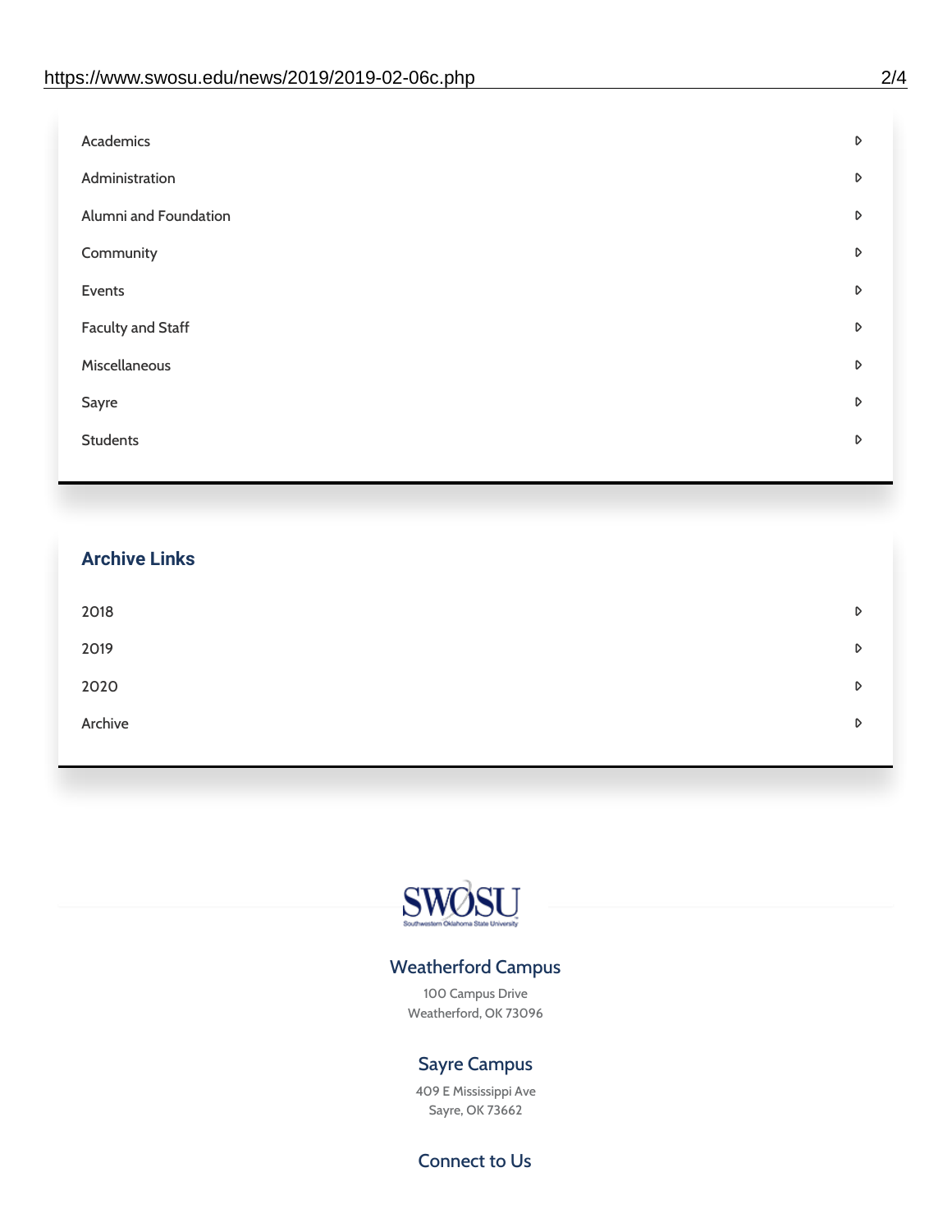- Academics
- Administration
- Alumni and Foundation
- Community
- Events
- Faculty and Staff
- Miscellaneous
- Sayre
- Students

## Archive Links

- 2018
- 2019
- 2020
- Archive

SWOSU

Southwestern Oklahoma State University

### Weatherford Campus

100 Campus Drive
Weatherford, OK 73096

### Sayre Campus

409 E Mississippi Ave
Sayre, OK 73662

### Connect to Us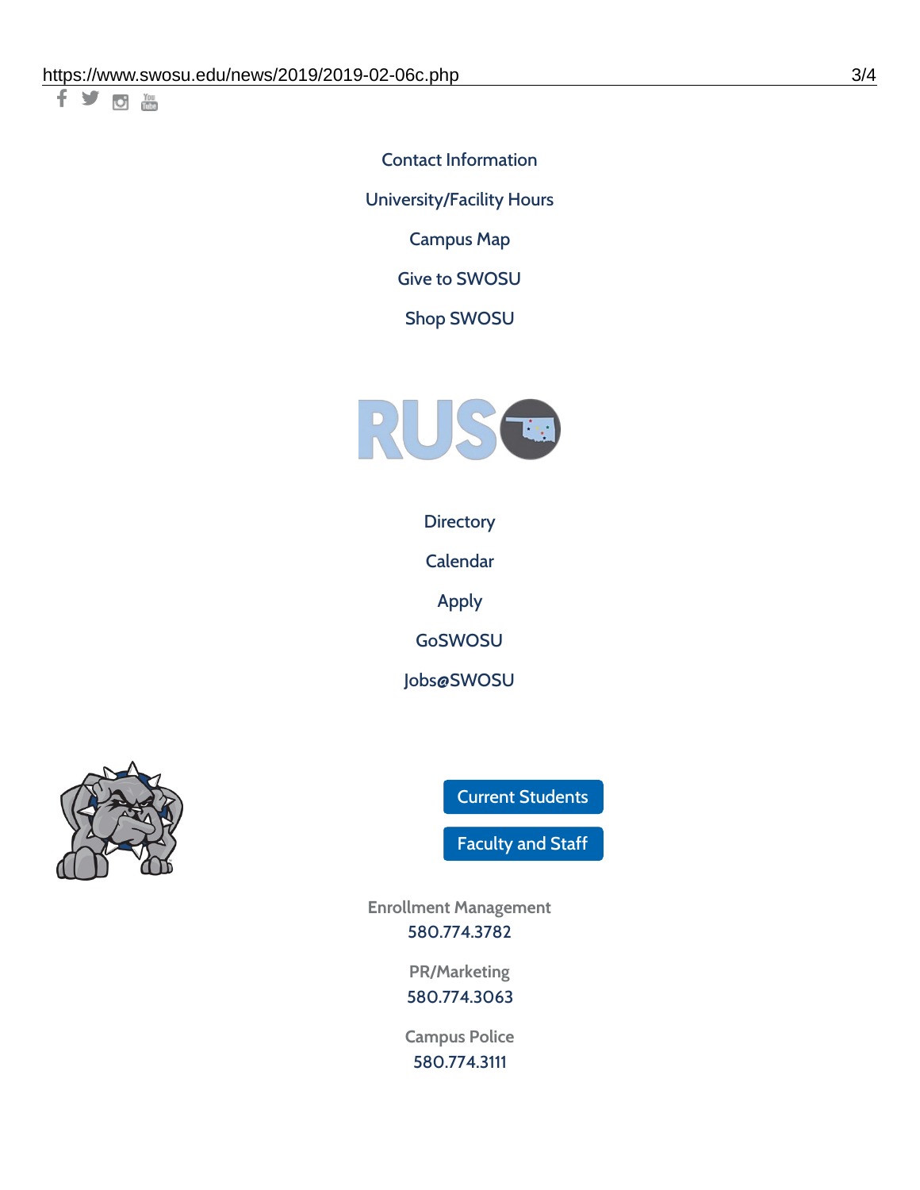Contact Information

University/Facility Hours

Campus Map

Give to SWOSU

Shop SWOSU

Directory

Calendar

Apply

GoSWOSU

Jobs@SWOSU

Current Students

Faculty and Staff

Enrollment Management
580.774.3782

PR/Marketing
580.774.3063

Campus Police
580.774.3111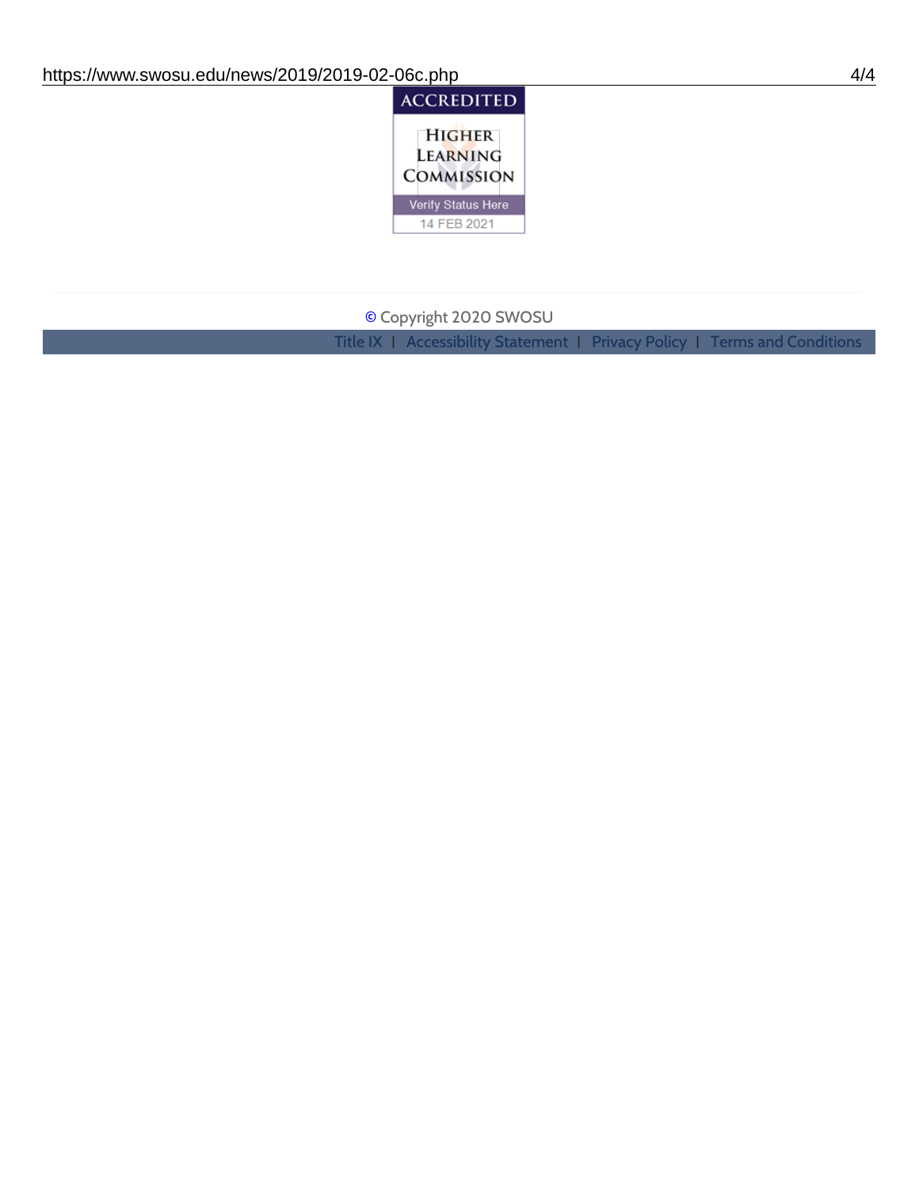ACCREDITED

HIGHER LEARNING COMMISSION

Verify Status Here

14 FEB 2021

© Copyright 2020 SWOSU

Title IX | Accessibility Statement | Privacy Policy | Terms and Conditions